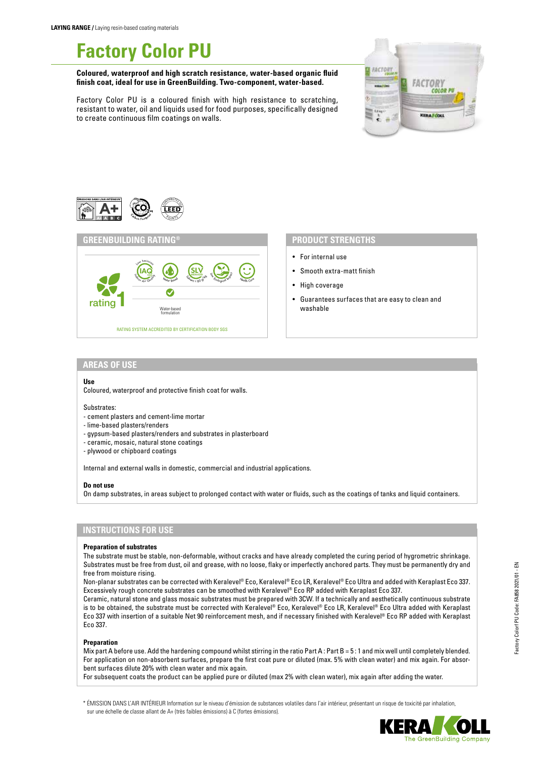**LAYING RANGE /** Laying resin-based coating materials

# Factory Color PU

**Coloured, waterproof and high scratch resistance, water-based organic fluid finish coat, ideal for use in GreenBuilding. Two-component, water-based.**

Factory Color PU is a coloured finish with high resistance to scratching, resistant to water, oil and liquids used for food purposes, specifically designed to create continuous film coatings on walls.

## GREENBUILDING RATING®

rating 1

Water-based formulation

RATING SYSTEM ACCREDITED BY CERTIFICATION BODY SGS

## PRODUCT STRENGTHS

- For internal use
- Smooth extra-matt finish
- High coverage
- Guarantees surfaces that are easy to clean and washable

## AREAS OF USE

**Use**

Coloured, waterproof and protective finish coat for walls.

Substrates:
- cement plasters and cement-lime mortar
- lime-based plasters/renders
- gypsum-based plasters/renders and substrates in plasterboard
- ceramic, mosaic, natural stone coatings
- plywood or chipboard coatings

Internal and external walls in domestic, commercial and industrial applications.

**Do not use**

On damp substrates, in areas subject to prolonged contact with water or fluids, such as the coatings of tanks and liquid containers.

## INSTRUCTIONS FOR USE

**Preparation of substrates**

The substrate must be stable, non-deformable, without cracks and have already completed the curing period of hygrometric shrinkage. Substrates must be free from dust, oil and grease, with no loose, flaky or imperfectly anchored parts. They must be permanently dry and free from moisture rising.

Non-planar substrates can be corrected with Keralevel® Eco, Keralevel® Eco LR, Keralevel® Eco Ultra and added with Keraplast Eco 337. Excessively rough concrete substrates can be smoothed with Keralevel® Eco RP added with Keraplast Eco 337.

Ceramic, natural stone and glass mosaic substrates must be prepared with 3CW. If a technically and aesthetically continuous substrate is to be obtained, the substrate must be corrected with Keralevel® Eco, Keralevel® Eco LR, Keralevel® Eco Ultra added with Keraplast Eco 337 with insertion of a suitable Net 90 reinforcement mesh, and if necessary finished with Keralevel® Eco RP added with Keraplast Eco 337.

**Preparation**

Mix part A before use. Add the hardening compound whilst stirring in the ratio Part A : Part B = 5 : 1 and mix well until completely blended. For application on non-absorbent surfaces, prepare the first coat pure or diluted (max. 5% with clean water) and mix again. For absorbent surfaces dilute 20% with clean water and mix again.

For subsequent coats the product can be applied pure or diluted (max 2% with clean water), mix again after adding the water.

\* ÉMISSION DANS L'AIR INTÉRIEUR Information sur le niveau d'émission de substances volatiles dans l'air intérieur, présentant un risque de toxicité par inhalation, sur une échelle de classe allant de A+ (très faibles émissions) à C (fortes émissions).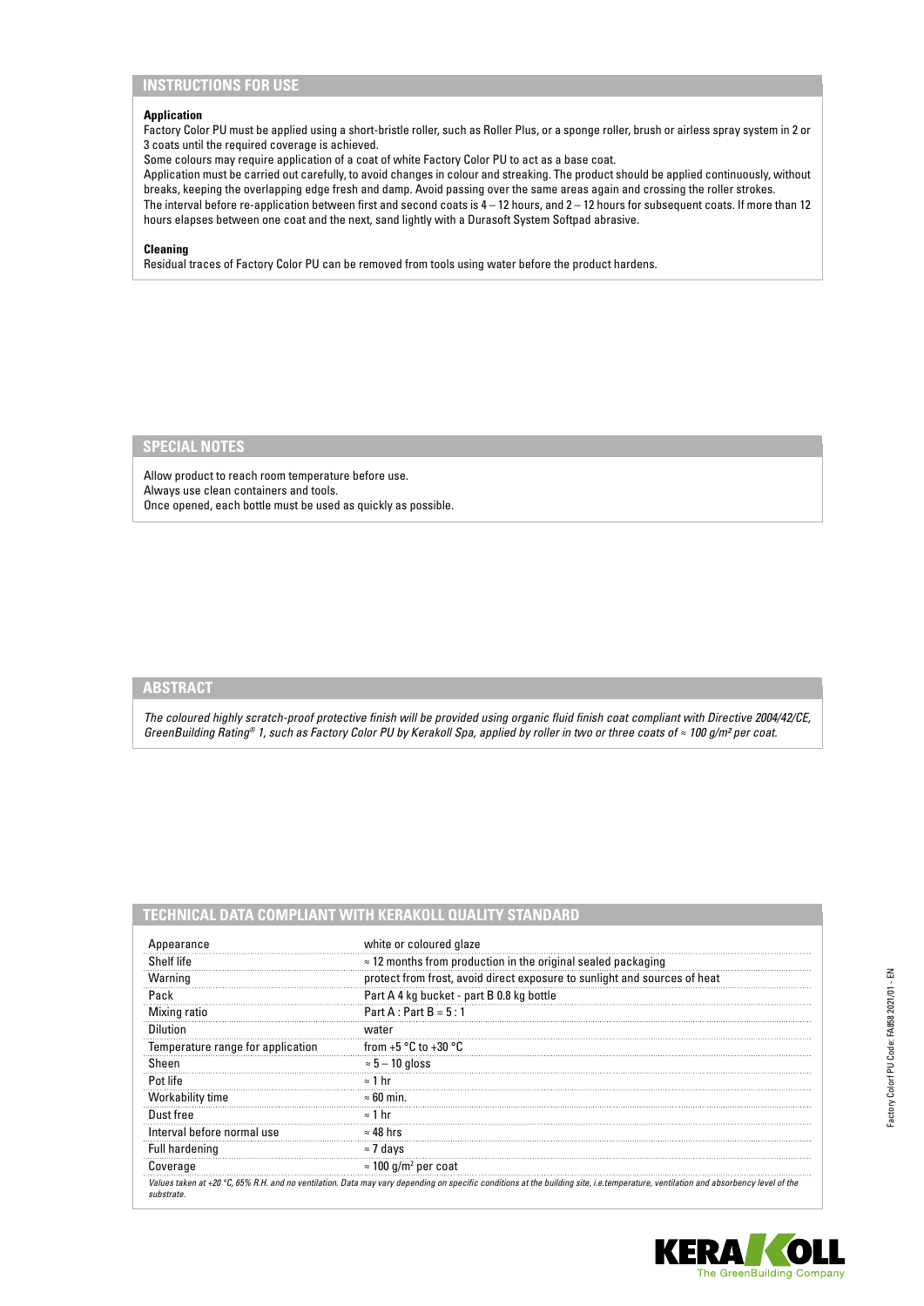## INSTRUCTIONS FOR USE

**Application**

Factory Color PU must be applied using a short-bristle roller, such as Roller Plus, or a sponge roller, brush or airless spray system in 2 or 3 coats until the required coverage is achieved.

Some colours may require application of a coat of white Factory Color PU to act as a base coat.

Application must be carried out carefully, to avoid changes in colour and streaking. The product should be applied continuously, without breaks, keeping the overlapping edge fresh and damp. Avoid passing over the same areas again and crossing the roller strokes.

The interval before re-application between first and second coats is 4 – 12 hours, and 2 – 12 hours for subsequent coats. If more than 12 hours elapses between one coat and the next, sand lightly with a Durasoft System Softpad abrasive.

**Cleaning**

Residual traces of Factory Color PU can be removed from tools using water before the product hardens.

## SPECIAL NOTES

Allow product to reach room temperature before use.
Always use clean containers and tools.
Once opened, each bottle must be used as quickly as possible.

## ABSTRACT

*The coloured highly scratch-proof protective finish will be provided using organic fluid finish coat compliant with Directive 2004/42/CE, GreenBuilding Rating® 1, such as Factory Color PU by Kerakoll Spa, applied by roller in two or three coats of ≈ 100 g/m² per coat.*

## TECHNICAL DATA COMPLIANT WITH KERAKOLL QUALITY STANDARD

| | |
|---|---|
| Appearance | white or coloured glaze |
| Shelf life | ≈ 12 months from production in the original sealed packaging |
| Warning | protect from frost, avoid direct exposure to sunlight and sources of heat |
| Pack | Part A 4 kg bucket - part B 0.8 kg bottle |
| Mixing ratio | Part A : Part B = 5 : 1 |
| Dilution | water |
| Temperature range for application | from +5 °C to +30 °C |
| Sheen | ≈ 5 – 10 gloss |
| Pot life | ≈ 1 hr |
| Workability time | ≈ 60 min. |
| Dust free | ≈ 1 hr |
| Interval before normal use | ≈ 48 hrs |
| Full hardening | ≈ 7 days |
| Coverage | ≈ 100 g/m² per coat |

*Values taken at +20 °C, 65% R.H. and no ventilation. Data may vary depending on specific conditions at the building site, i.e.temperature, ventilation and absorbency level of the substrate.*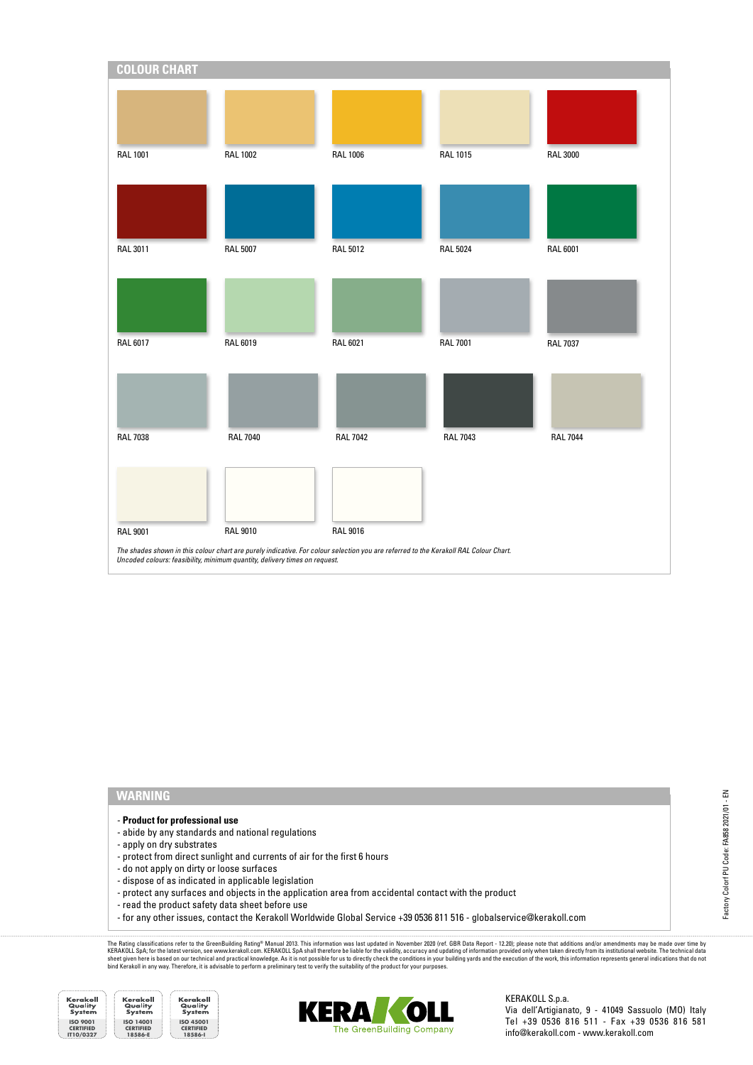## COLOUR CHART

RAL 1001
RAL 1002
RAL 1006
RAL 1015
RAL 3000

RAL 3011
RAL 5007
RAL 5012
RAL 5024
RAL 6001

RAL 6017
RAL 6019
RAL 6021
RAL 7001
RAL 7037

RAL 7038
RAL 7040
RAL 7042
RAL 7043
RAL 7044

RAL 9001
RAL 9010
RAL 9016

*The shades shown in this colour chart are purely indicative. For colour selection you are referred to the Kerakoll RAL Colour Chart.*
*Uncoded colours: feasibility, minimum quantity, delivery times on request.*

## WARNING

- **Product for professional use**
- abide by any standards and national regulations
- apply on dry substrates
- protect from direct sunlight and currents of air for the first 6 hours
- do not apply on dirty or loose surfaces
- dispose of as indicated in applicable legislation
- protect any surfaces and objects in the application area from accidental contact with the product
- read the product safety data sheet before use
- for any other issues, contact the Kerakoll Worldwide Global Service +39 0536 811 516 - globalservice@kerakoll.com

Factory Colorf PU Code: FA858 2021/01 - EN

The Rating classifications refer to the GreenBuilding Rating® Manual 2013. This information was last updated in November 2020 (ref. GBR Data Report - 12.20); please note that additions and/or amendments may be made over time by KERAKOLL SpA; for the latest version, see www.kerakoll.com. KERAKOLL SpA shall therefore be liable for the validity, accuracy and updating of information provided only when taken directly from its institutional website. The technical data sheet given here is based on our technical and practical knowledge. As it is not possible for us to directly check the conditions in your building yards and the execution of the work, this information represents general indications that do not bind Kerakoll in any way. Therefore, it is advisable to perform a preliminary test to verify the suitability of the product for your purposes.

Kerakoll Quality System ISO 9001 CERTIFIED IT10/0327
Kerakoll Quality System ISO 14001 CERTIFIED 18586-E
Kerakoll Quality System ISO 45001 CERTIFIED 18586-I

KERAKOLL The GreenBuilding Company

KERAKOLL S.p.a.
Via dell'Artigianato, 9 - 41049 Sassuolo (MO) Italy
Tel +39 0536 816 511 - Fax +39 0536 816 581
info@kerakoll.com - www.kerakoll.com